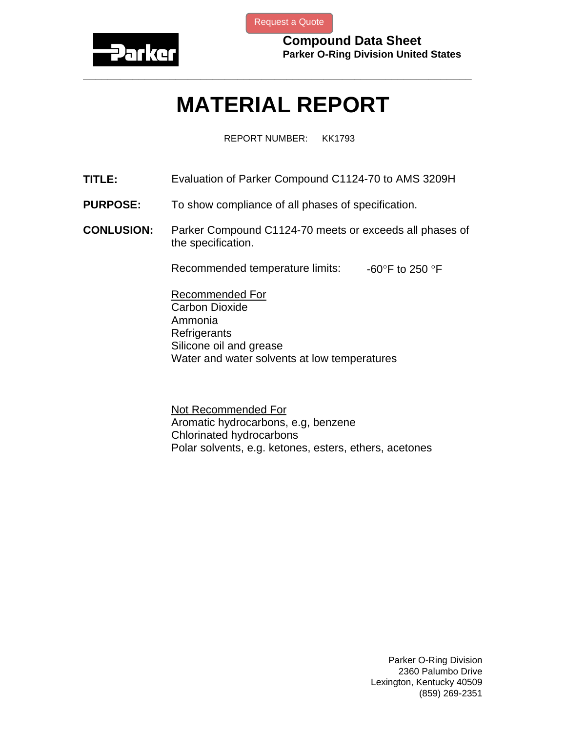Request a Quote

**Compound Data Sheet**
**Parker O-Ring Division United States**

---

# MATERIAL REPORT

REPORT NUMBER: KK1793

**TITLE:** Evaluation of Parker Compound C1124-70 to AMS 3209H

**PURPOSE:** To show compliance of all phases of specification.

**CONLUSION:** Parker Compound C1124-70 meets or exceeds all phases of the specification.

Recommended temperature limits: -60°F to 250 °F

<u>Recommended For</u>
Carbon Dioxide
Ammonia
Refrigerants
Silicone oil and grease
Water and water solvents at low temperatures

<u>Not Recommended For</u>
Aromatic hydrocarbons, e.g, benzene
Chlorinated hydrocarbons
Polar solvents, e.g. ketones, esters, ethers, acetones

Parker O-Ring Division
2360 Palumbo Drive
Lexington, Kentucky 40509
(859) 269-2351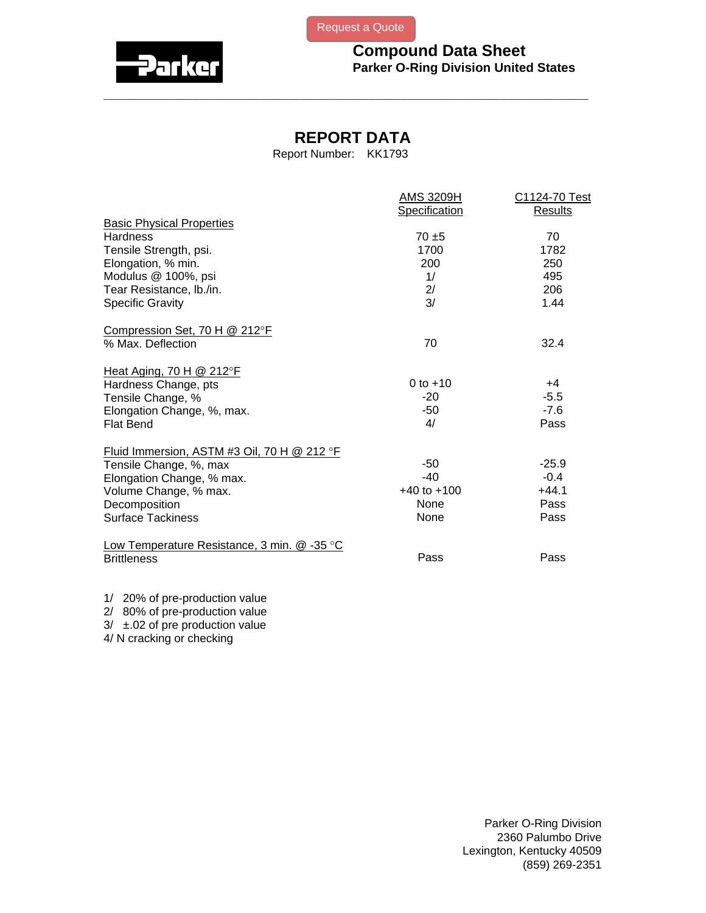Request a Quote

# Compound Data Sheet

**Parker O-Ring Division United States**

## REPORT DATA

Report Number: KK1793

| | AMS 3209H Specification | C1124-70 Test Results |
|---|---|---|
| Basic Physical Properties | | |
| Hardness | 70 ±5 | 70 |
| Tensile Strength, psi. | 1700 | 1782 |
| Elongation, % min. | 200 | 250 |
| Modulus @ 100%, psi | 1/ | 495 |
| Tear Resistance, lb./in. | 2/ | 206 |
| Specific Gravity | 3/ | 1.44 |
| Compression Set, 70 H @ 212°F | | |
| % Max. Deflection | 70 | 32.4 |
| Heat Aging, 70 H @ 212°F | | |
| Hardness Change, pts | 0 to +10 | +4 |
| Tensile Change, % | -20 | -5.5 |
| Elongation Change, %, max. | -50 | -7.6 |
| Flat Bend | 4/ | Pass |
| Fluid Immersion, ASTM #3 Oil, 70 H @ 212 °F | | |
| Tensile Change, %, max | -50 | -25.9 |
| Elongation Change, % max. | -40 | -0.4 |
| Volume Change, % max. | +40 to +100 | +44.1 |
| Decomposition | None | Pass |
| Surface Tackiness | None | Pass |
| Low Temperature Resistance, 3 min. @ -35 °C | | |
| Brittleness | Pass | Pass |

1/ 20% of pre-production value
2/ 80% of pre-production value
3/ ±.02 of pre production value
4/ N cracking or checking

Parker O-Ring Division
2360 Palumbo Drive
Lexington, Kentucky 40509
(859) 269-2351